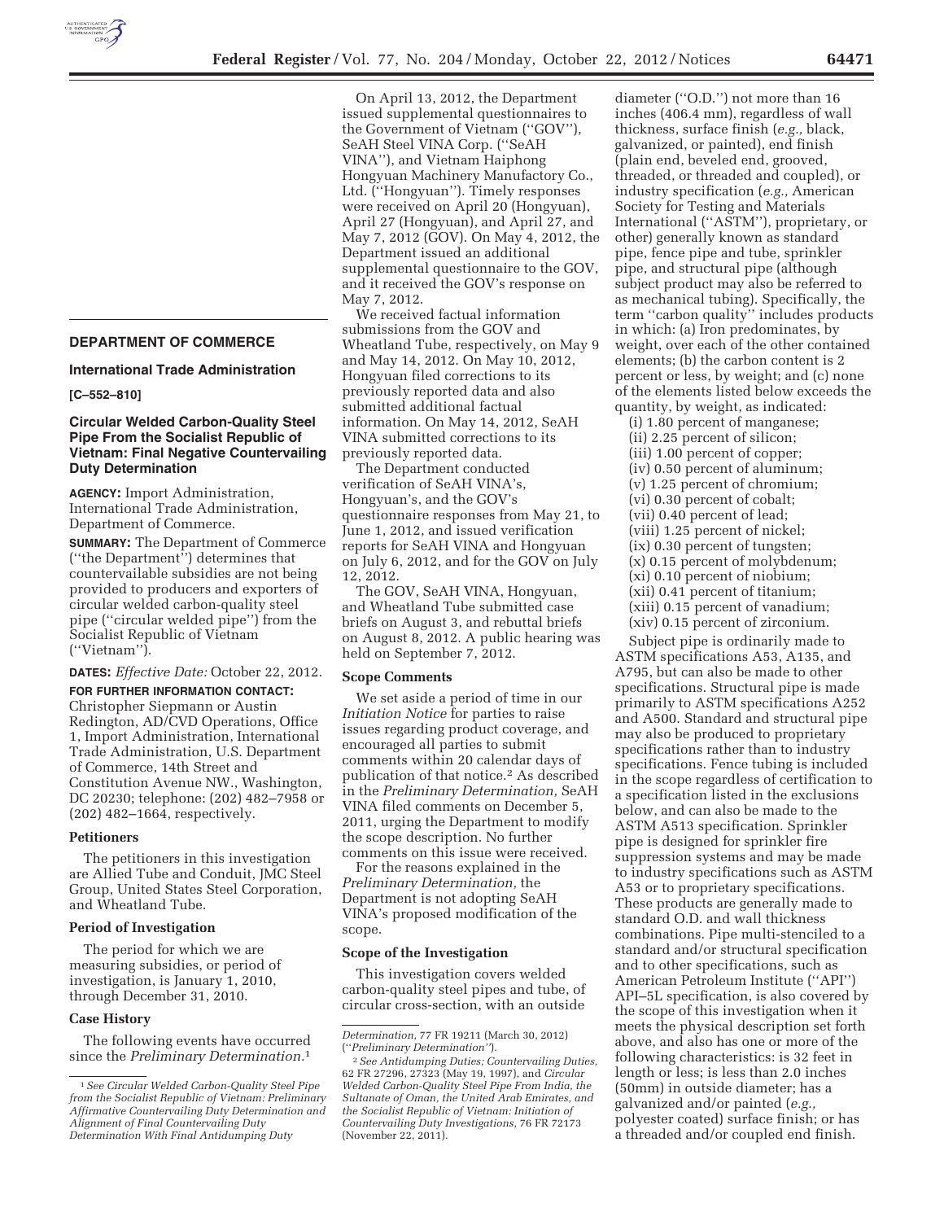## DEPARTMENT OF COMMERCE

### International Trade Administration

**[C–552–810]**

### Circular Welded Carbon-Quality Steel Pipe From the Socialist Republic of Vietnam: Final Negative Countervailing Duty Determination

**AGENCY:** Import Administration, International Trade Administration, Department of Commerce.

**SUMMARY:** The Department of Commerce (''the Department'') determines that countervailable subsidies are not being provided to producers and exporters of circular welded carbon-quality steel pipe (''circular welded pipe'') from the Socialist Republic of Vietnam (''Vietnam'').

**DATES:** *Effective Date:* October 22, 2012.

**FOR FURTHER INFORMATION CONTACT:** Christopher Siepmann or Austin Redington, AD/CVD Operations, Office 1, Import Administration, International Trade Administration, U.S. Department of Commerce, 14th Street and Constitution Avenue NW., Washington, DC 20230; telephone: (202) 482–7958 or (202) 482–1664, respectively.

#### Petitioners

The petitioners in this investigation are Allied Tube and Conduit, JMC Steel Group, United States Steel Corporation, and Wheatland Tube.

#### Period of Investigation

The period for which we are measuring subsidies, or period of investigation, is January 1, 2010, through December 31, 2010.

#### Case History

The following events have occurred since the *Preliminary Determination.*[1]

On April 13, 2012, the Department issued supplemental questionnaires to the Government of Vietnam (''GOV''), SeAH Steel VINA Corp. (''SeAH VINA''), and Vietnam Haiphong Hongyuan Machinery Manufactory Co., Ltd. (''Hongyuan''). Timely responses were received on April 20 (Hongyuan), April 27 (Hongyuan), and April 27, and May 7, 2012 (GOV). On May 4, 2012, the Department issued an additional supplemental questionnaire to the GOV, and it received the GOV's response on May 7, 2012.

We received factual information submissions from the GOV and Wheatland Tube, respectively, on May 9 and May 14, 2012. On May 10, 2012, Hongyuan filed corrections to its previously reported data and also submitted additional factual information. On May 14, 2012, SeAH VINA submitted corrections to its previously reported data.

The Department conducted verification of SeAH VINA's, Hongyuan's, and the GOV's questionnaire responses from May 21, to June 1, 2012, and issued verification reports for SeAH VINA and Hongyuan on July 6, 2012, and for the GOV on July 12, 2012.

The GOV, SeAH VINA, Hongyuan, and Wheatland Tube submitted case briefs on August 3, and rebuttal briefs on August 8, 2012. A public hearing was held on September 7, 2012.

#### Scope Comments

We set aside a period of time in our *Initiation Notice* for parties to raise issues regarding product coverage, and encouraged all parties to submit comments within 20 calendar days of publication of that notice.[2] As described in the *Preliminary Determination,* SeAH VINA filed comments on December 5, 2011, urging the Department to modify the scope description. No further comments on this issue were received.

For the reasons explained in the *Preliminary Determination,* the Department is not adopting SeAH VINA's proposed modification of the scope.

#### Scope of the Investigation

This investigation covers welded carbon-quality steel pipes and tube, of circular cross-section, with an outside diameter (''O.D.'') not more than 16 inches (406.4 mm), regardless of wall thickness, surface finish (*e.g.,* black, galvanized, or painted), end finish (plain end, beveled end, grooved, threaded, or threaded and coupled), or industry specification (*e.g.,* American Society for Testing and Materials International (''ASTM''), proprietary, or other) generally known as standard pipe, fence pipe and tube, sprinkler pipe, and structural pipe (although subject product may also be referred to as mechanical tubing). Specifically, the term ''carbon quality'' includes products in which: (a) Iron predominates, by weight, over each of the other contained elements; (b) the carbon content is 2 percent or less, by weight; and (c) none of the elements listed below exceeds the quantity, by weight, as indicated:

(i) 1.80 percent of manganese;
(ii) 2.25 percent of silicon;
(iii) 1.00 percent of copper;
(iv) 0.50 percent of aluminum;
(v) 1.25 percent of chromium;
(vi) 0.30 percent of cobalt;
(vii) 0.40 percent of lead;
(viii) 1.25 percent of nickel;
(ix) 0.30 percent of tungsten;
(x) 0.15 percent of molybdenum;
(xi) 0.10 percent of niobium;
(xii) 0.41 percent of titanium;
(xiii) 0.15 percent of vanadium;
(xiv) 0.15 percent of zirconium.

Subject pipe is ordinarily made to ASTM specifications A53, A135, and A795, but can also be made to other specifications. Structural pipe is made primarily to ASTM specifications A252 and A500. Standard and structural pipe may also be produced to proprietary specifications rather than to industry specifications. Fence tubing is included in the scope regardless of certification to a specification listed in the exclusions below, and can also be made to the ASTM A513 specification. Sprinkler pipe is designed for sprinkler fire suppression systems and may be made to industry specifications such as ASTM A53 or to proprietary specifications. These products are generally made to standard O.D. and wall thickness combinations. Pipe multi-stenciled to a standard and/or structural specification and to other specifications, such as American Petroleum Institute (''API'') API–5L specification, is also covered by the scope of this investigation when it meets the physical description set forth above, and also has one or more of the following characteristics: is 32 feet in length or less; is less than 2.0 inches (50mm) in outside diameter; has a galvanized and/or painted (*e.g.,* polyester coated) surface finish; or has a threaded and/or coupled end finish.

---

[1] *See Circular Welded Carbon-Quality Steel Pipe from the Socialist Republic of Vietnam: Preliminary Affirmative Countervailing Duty Determination and Alignment of Final Countervailing Duty Determination With Final Antidumping Duty Determination*, 77 FR 19211 (March 30, 2012) (''*Preliminary Determination*'').

[2] *See Antidumping Duties; Countervailing Duties,* 62 FR 27296, 27323 (May 19, 1997), and *Circular Welded Carbon-Quality Steel Pipe From India, the Sultanate of Oman, the United Arab Emirates, and the Socialist Republic of Vietnam: Initiation of Countervailing Duty Investigations*, 76 FR 72173 (November 22, 2011).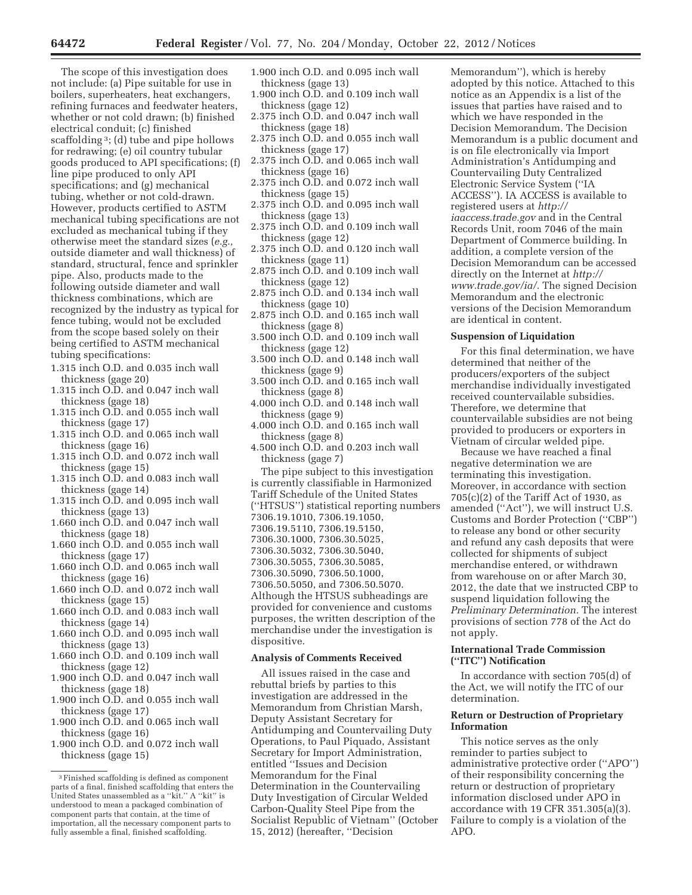The scope of this investigation does not include: (a) Pipe suitable for use in boilers, superheaters, heat exchangers, refining furnaces and feedwater heaters, whether or not cold drawn; (b) finished electrical conduit; (c) finished scaffolding [3]; (d) tube and pipe hollows for redrawing; (e) oil country tubular goods produced to API specifications; (f) line pipe produced to only API specifications; and (g) mechanical tubing, whether or not cold-drawn. However, products certified to ASTM mechanical tubing specifications are not excluded as mechanical tubing if they otherwise meet the standard sizes (*e.g.,* outside diameter and wall thickness) of standard, structural, fence and sprinkler pipe. Also, products made to the following outside diameter and wall thickness combinations, which are recognized by the industry as typical for fence tubing, would not be excluded from the scope based solely on their being certified to ASTM mechanical tubing specifications:

- 1.315 inch O.D. and 0.035 inch wall thickness (gage 20)
- 1.315 inch O.D. and 0.047 inch wall thickness (gage 18)
- 1.315 inch O.D. and 0.055 inch wall thickness (gage 17)
- 1.315 inch O.D. and 0.065 inch wall thickness (gage 16)
- 1.315 inch O.D. and 0.072 inch wall thickness (gage 15)
- 1.315 inch O.D. and 0.083 inch wall thickness (gage 14)
- 1.315 inch O.D. and 0.095 inch wall thickness (gage 13)
- 1.660 inch O.D. and 0.047 inch wall thickness (gage 18)
- 1.660 inch O.D. and 0.055 inch wall thickness (gage 17)
- 1.660 inch O.D. and 0.065 inch wall thickness (gage 16)
- 1.660 inch O.D. and 0.072 inch wall thickness (gage 15)
- 1.660 inch O.D. and 0.083 inch wall thickness (gage 14)
- 1.660 inch O.D. and 0.095 inch wall thickness (gage 13)
- 1.660 inch O.D. and 0.109 inch wall thickness (gage 12)
- 1.900 inch O.D. and 0.047 inch wall thickness (gage 18)
- 1.900 inch O.D. and 0.055 inch wall thickness (gage 17)
- 1.900 inch O.D. and 0.065 inch wall thickness (gage 16)
- 1.900 inch O.D. and 0.072 inch wall thickness (gage 15)
- 1.900 inch O.D. and 0.095 inch wall thickness (gage 13)
- 1.900 inch O.D. and 0.109 inch wall thickness (gage 12)
- 2.375 inch O.D. and 0.047 inch wall thickness (gage 18)
- 2.375 inch O.D. and 0.055 inch wall thickness (gage 17)
- 2.375 inch O.D. and 0.065 inch wall thickness (gage 16)
- 2.375 inch O.D. and 0.072 inch wall thickness (gage 15)
- 2.375 inch O.D. and 0.095 inch wall thickness (gage 13)
- 2.375 inch O.D. and 0.109 inch wall thickness (gage 12)
- 2.375 inch O.D. and 0.120 inch wall thickness (gage 11)
- 2.875 inch O.D. and 0.109 inch wall thickness (gage 12)
- 2.875 inch O.D. and 0.134 inch wall thickness (gage 10)
- 2.875 inch O.D. and 0.165 inch wall thickness (gage 8)
- 3.500 inch O.D. and 0.109 inch wall thickness (gage 12)
- 3.500 inch O.D. and 0.148 inch wall thickness (gage 9)
- 3.500 inch O.D. and 0.165 inch wall thickness (gage 8)
- 4.000 inch O.D. and 0.148 inch wall thickness (gage 9)
- 4.000 inch O.D. and 0.165 inch wall thickness (gage 8)
- 4.500 inch O.D. and 0.203 inch wall thickness (gage 7)

The pipe subject to this investigation is currently classifiable in Harmonized Tariff Schedule of the United States (''HTSUS'') statistical reporting numbers 7306.19.1010, 7306.19.1050, 7306.19.5110, 7306.19.5150, 7306.30.1000, 7306.30.5025, 7306.30.5032, 7306.30.5040, 7306.30.5055, 7306.30.5085, 7306.30.5090, 7306.50.1000, 7306.50.5050, and 7306.50.5070. Although the HTSUS subheadings are provided for convenience and customs purposes, the written description of the merchandise under the investigation is dispositive.

[3] Finished scaffolding is defined as component parts of a final, finished scaffolding that enters the United States unassembled as a ''kit.'' A ''kit'' is understood to mean a packaged combination of component parts that contain, at the time of importation, all the necessary component parts to fully assemble a final, finished scaffolding.

## Analysis of Comments Received

All issues raised in the case and rebuttal briefs by parties to this investigation are addressed in the Memorandum from Christian Marsh, Deputy Assistant Secretary for Antidumping and Countervailing Duty Operations, to Paul Piquado, Assistant Secretary for Import Administration, entitled ''Issues and Decision Memorandum for the Final Determination in the Countervailing Duty Investigation of Circular Welded Carbon-Quality Steel Pipe from the Socialist Republic of Vietnam'' (October 15, 2012) (hereafter, ''Decision Memorandum''), which is hereby adopted by this notice. Attached to this notice as an Appendix is a list of the issues that parties have raised and to which we have responded in the Decision Memorandum. The Decision Memorandum is a public document and is on file electronically via Import Administration's Antidumping and Countervailing Duty Centralized Electronic Service System (''IA ACCESS''). IA ACCESS is available to registered users at *http://iaaccess.trade.gov* and in the Central Records Unit, room 7046 of the main Department of Commerce building. In addition, a complete version of the Decision Memorandum can be accessed directly on the Internet at *http://www.trade.gov/ia/*. The signed Decision Memorandum and the electronic versions of the Decision Memorandum are identical in content.

## Suspension of Liquidation

For this final determination, we have determined that neither of the producers/exporters of the subject merchandise individually investigated received countervailable subsidies. Therefore, we determine that countervailable subsidies are not being provided to producers or exporters in Vietnam of circular welded pipe.

Because we have reached a final negative determination we are terminating this investigation. Moreover, in accordance with section 705(c)(2) of the Tariff Act of 1930, as amended (''Act''), we will instruct U.S. Customs and Border Protection (''CBP'') to release any bond or other security and refund any cash deposits that were collected for shipments of subject merchandise entered, or withdrawn from warehouse on or after March 30, 2012, the date that we instructed CBP to suspend liquidation following the *Preliminary Determination.* The interest provisions of section 778 of the Act do not apply.

## International Trade Commission (''ITC'') Notification

In accordance with section 705(d) of the Act, we will notify the ITC of our determination.

## Return or Destruction of Proprietary Information

This notice serves as the only reminder to parties subject to administrative protective order (''APO'') of their responsibility concerning the return or destruction of proprietary information disclosed under APO in accordance with 19 CFR 351.305(a)(3). Failure to comply is a violation of the APO.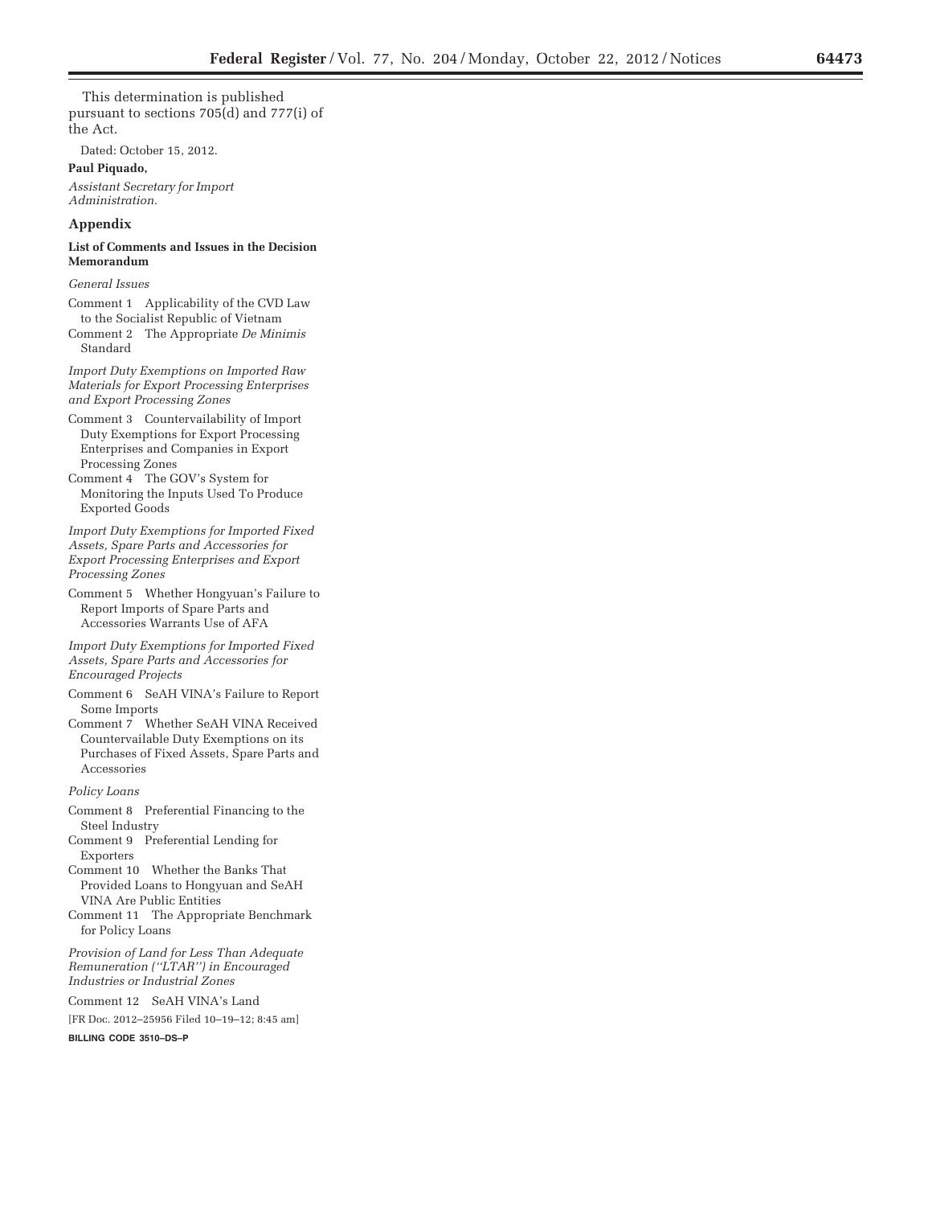This determination is published pursuant to sections 705(d) and 777(i) of the Act.

Dated: October 15, 2012.

**Paul Piquado,**

*Assistant Secretary for Import Administration.*

## Appendix

### List of Comments and Issues in the Decision Memorandum

*General Issues*

Comment 1 Applicability of the CVD Law to the Socialist Republic of Vietnam

Comment 2 The Appropriate *De Minimis* Standard

*Import Duty Exemptions on Imported Raw Materials for Export Processing Enterprises and Export Processing Zones*

Comment 3 Countervailability of Import Duty Exemptions for Export Processing Enterprises and Companies in Export Processing Zones

Comment 4 The GOV's System for Monitoring the Inputs Used To Produce Exported Goods

*Import Duty Exemptions for Imported Fixed Assets, Spare Parts and Accessories for Export Processing Enterprises and Export Processing Zones*

Comment 5 Whether Hongyuan's Failure to Report Imports of Spare Parts and Accessories Warrants Use of AFA

*Import Duty Exemptions for Imported Fixed Assets, Spare Parts and Accessories for Encouraged Projects*

Comment 6 SeAH VINA's Failure to Report Some Imports

Comment 7 Whether SeAH VINA Received Countervailable Duty Exemptions on its Purchases of Fixed Assets, Spare Parts and Accessories

*Policy Loans*

Comment 8 Preferential Financing to the Steel Industry

Comment 9 Preferential Lending for Exporters

Comment 10 Whether the Banks That Provided Loans to Hongyuan and SeAH VINA Are Public Entities

Comment 11 The Appropriate Benchmark for Policy Loans

*Provision of Land for Less Than Adequate Remuneration (''LTAR'') in Encouraged Industries or Industrial Zones*

Comment 12 SeAH VINA's Land

[FR Doc. 2012–25956 Filed 10–19–12; 8:45 am]

**BILLING CODE 3510–DS–P**